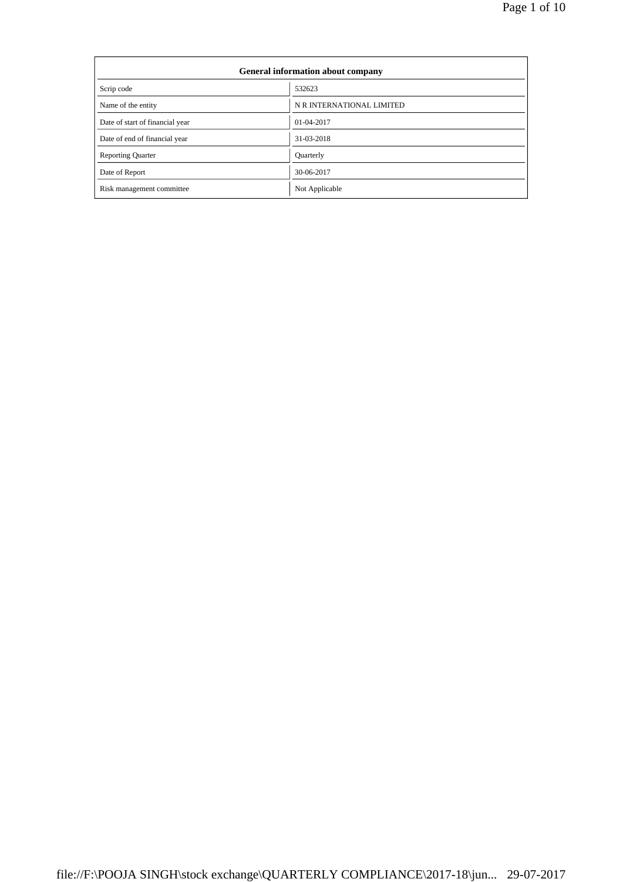| General information about company | |
|---|---|
| Scrip code | 532623 |
| Name of the entity | N R INTERNATIONAL LIMITED |
| Date of start of financial year | 01-04-2017 |
| Date of end of financial year | 31-03-2018 |
| Reporting Quarter | Quarterly |
| Date of Report | 30-06-2017 |
| Risk management committee | Not Applicable |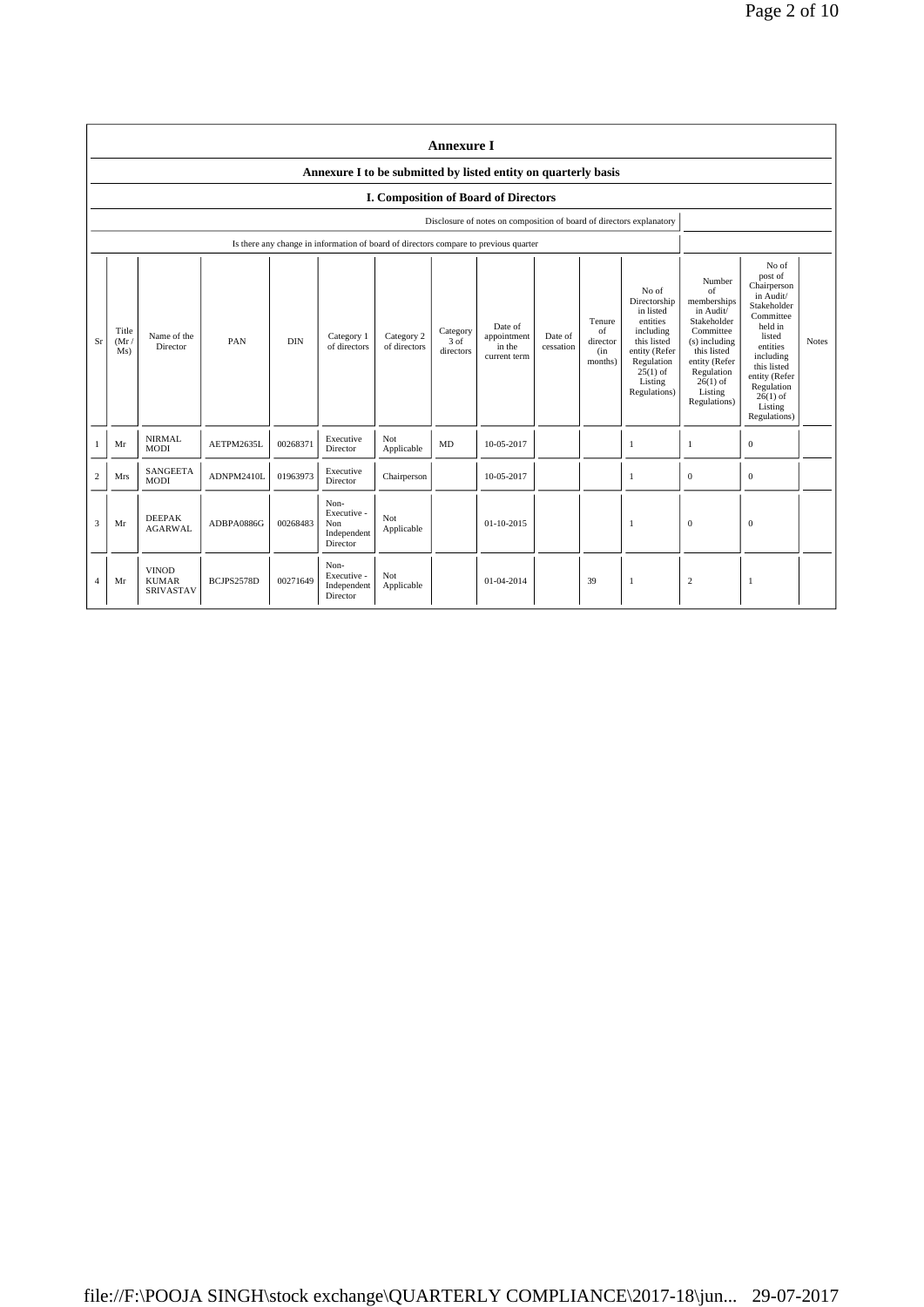# Annexure I

## Annexure I to be submitted by listed entity on quarterly basis

### I. Composition of Board of Directors

Disclosure of notes on composition of board of directors explanatory

Is there any change in information of board of directors compare to previous quarter

| Sr | Title (Mr / Ms) | Name of the Director | PAN | DIN | Category 1 of directors | Category 2 of directors | Category 3 of directors | Date of appointment in the current term | Date of cessation | Tenure of director (in months) | No of Directorship in listed entities including this listed entity (Refer Regulation 25(1) of Listing Regulations) | Number of memberships in Audit/ Stakeholder Committee (s) including this listed entity (Refer Regulation 26(1) of Listing Regulations) | No of post of Chairperson in Audit/ Stakeholder Committee held in listed entities including this listed entity (Refer Regulation 26(1) of Listing Regulations) | Notes |
|---|---|---|---|---|---|---|---|---|---|---|---|---|---|---|
| 1 | Mr | NIRMAL MODI | AETPM2635L | 00268371 | Executive Director | Not Applicable | MD | 10-05-2017 | | | 1 | 1 | 0 | |
| 2 | Mrs | SANGEETA MODI | ADNPM2410L | 01963973 | Executive Director | Chairperson | | 10-05-2017 | | | 1 | 0 | 0 | |
| 3 | Mr | DEEPAK AGARWAL | ADBPA0886G | 00268483 | Non-Executive - Non Independent Director | Not Applicable | | 01-10-2015 | | | 1 | 0 | 0 | |
| 4 | Mr | VINOD KUMAR SRIVASTAV | BCJPS2578D | 00271649 | Non-Executive - Independent Director | Not Applicable | | 01-04-2014 | | 39 | 1 | 2 | 1 | |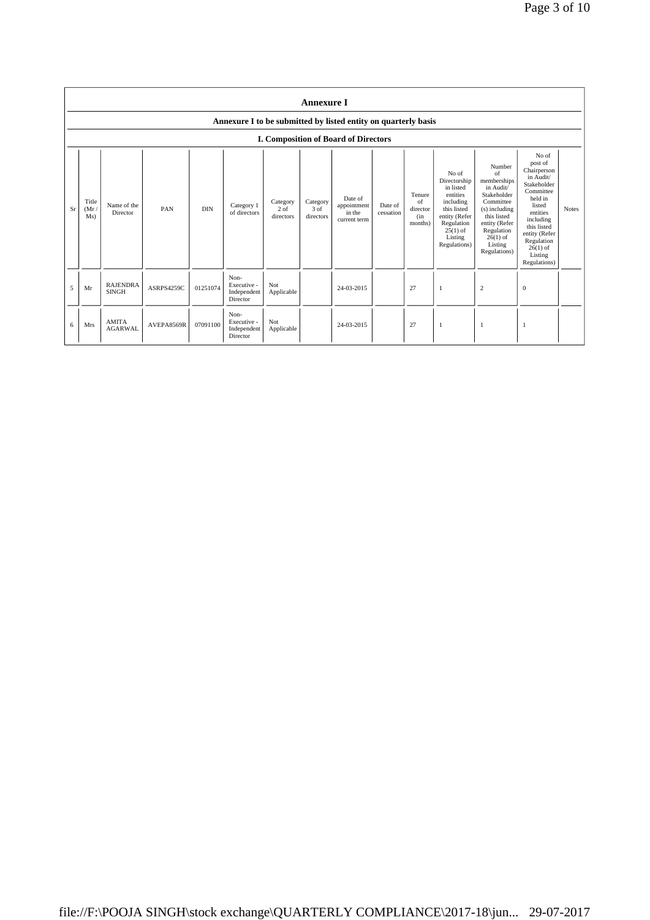# Annexure I

## Annexure I to be submitted by listed entity on quarterly basis

### I. Composition of Board of Directors

| Sr | Title (Mr / Ms) | Name of the Director | PAN | DIN | Category 1 of directors | Category 2 of directors | Category 3 of directors | Date of appointment in the current term | Date of cessation | Tenure of director (in months) | No of Directorship in listed entities including this listed entity (Refer Regulation 25(1) of Listing Regulations) | Number of memberships in Audit/ Stakeholder Committee (s) including this listed entity (Refer Regulation 26(1) of Listing Regulations) | No of post of Chairperson in Audit/ Stakeholder Committee held in listed entities including this listed entity (Refer Regulation 26(1) of Listing Regulations) | Notes |
|---|---|---|---|---|---|---|---|---|---|---|---|---|---|---|
| 5 | Mr | RAJENDRA SINGH | ASRPS4259C | 01251074 | Non-Executive - Independent Director | Not Applicable | | 24-03-2015 | | 27 | 1 | 2 | 0 | |
| 6 | Mrs | AMITA AGARWAL | AVEPA8569R | 07091100 | Non-Executive - Independent Director | Not Applicable | | 24-03-2015 | | 27 | 1 | 1 | 1 | |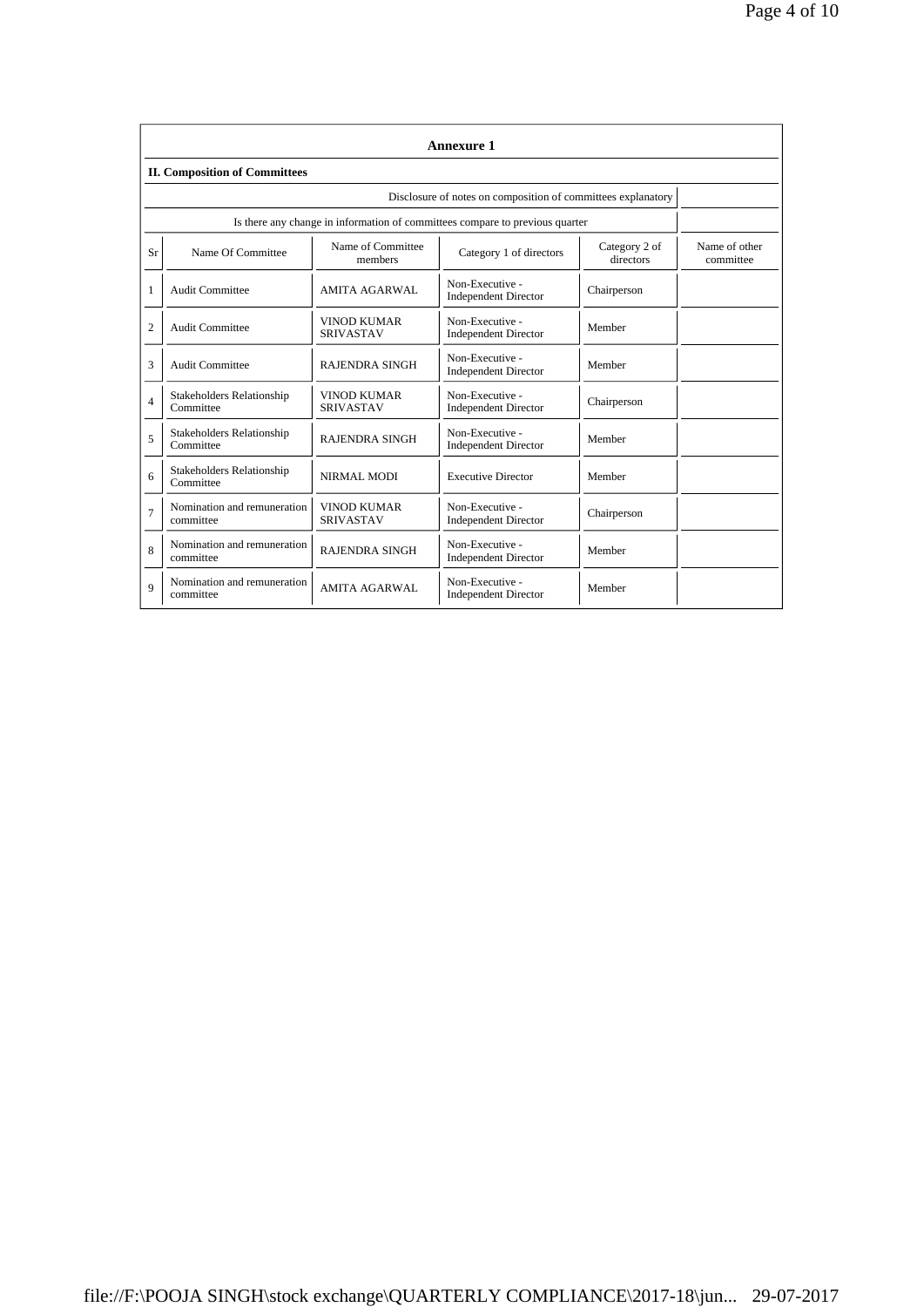## Annexure 1

### II. Composition of Committees

| Disclosure of notes on composition of committees explanatory | |
|---|---|
| Is there any change in information of committees compare to previous quarter | |

| Sr | Name Of Committee | Name of Committee members | Category 1 of directors | Category 2 of directors | Name of other committee |
|---|---|---|---|---|---|
| 1 | Audit Committee | AMITA AGARWAL | Non-Executive - Independent Director | Chairperson | |
| 2 | Audit Committee | VINOD KUMAR SRIVASTAV | Non-Executive - Independent Director | Member | |
| 3 | Audit Committee | RAJENDRA SINGH | Non-Executive - Independent Director | Member | |
| 4 | Stakeholders Relationship Committee | VINOD KUMAR SRIVASTAV | Non-Executive - Independent Director | Chairperson | |
| 5 | Stakeholders Relationship Committee | RAJENDRA SINGH | Non-Executive - Independent Director | Member | |
| 6 | Stakeholders Relationship Committee | NIRMAL MODI | Executive Director | Member | |
| 7 | Nomination and remuneration committee | VINOD KUMAR SRIVASTAV | Non-Executive - Independent Director | Chairperson | |
| 8 | Nomination and remuneration committee | RAJENDRA SINGH | Non-Executive - Independent Director | Member | |
| 9 | Nomination and remuneration committee | AMITA AGARWAL | Non-Executive - Independent Director | Member | |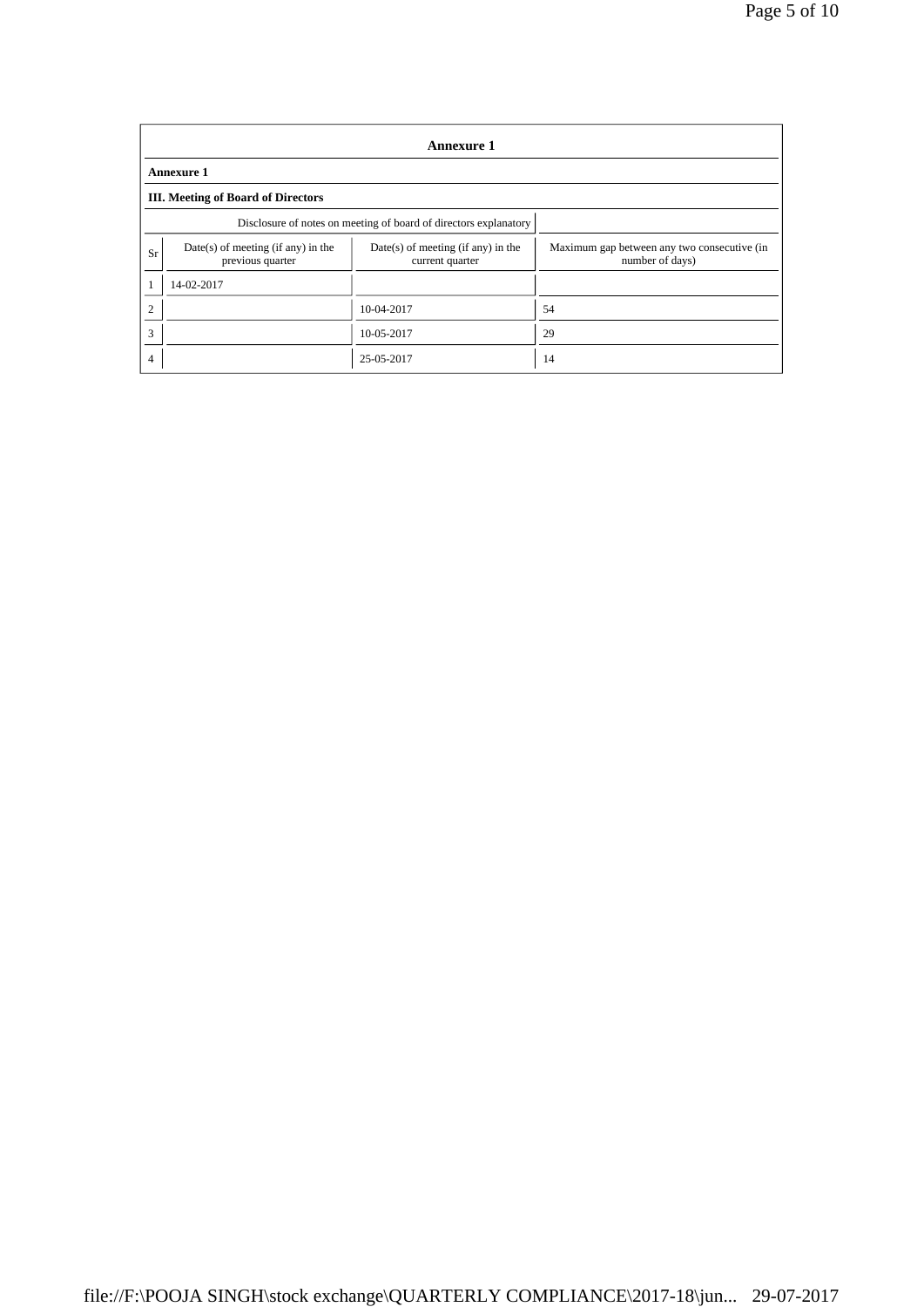## Annexure 1

**Annexure 1**

**III. Meeting of Board of Directors**

| Disclosure of notes on meeting of board of directors explanatory | | | |
|---|---|---|---|
| Sr | Date(s) of meeting (if any) in the previous quarter | Date(s) of meeting (if any) in the current quarter | Maximum gap between any two consecutive (in number of days) |
| 1 | 14-02-2017 | | |
| 2 | | 10-04-2017 | 54 |
| 3 | | 10-05-2017 | 29 |
| 4 | | 25-05-2017 | 14 |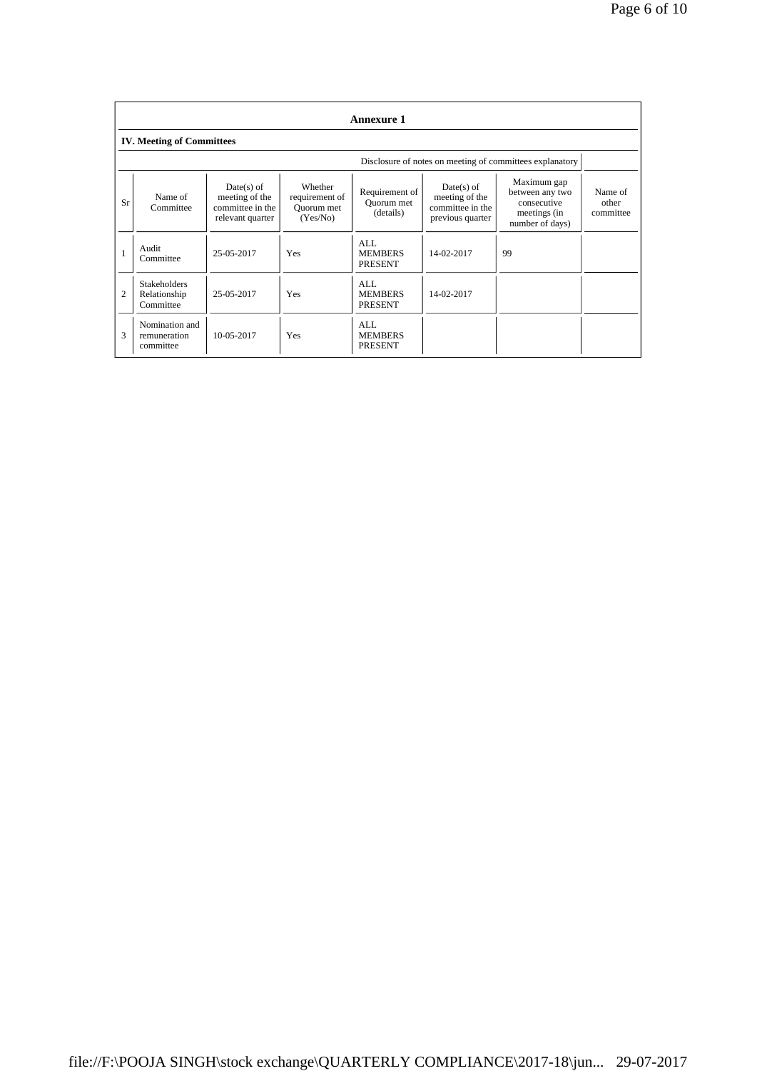## Annexure 1

### IV. Meeting of Committees

| | | | | | | Disclosure of notes on meeting of committees explanatory | |
|---|---|---|---|---|---|---|---|
| Sr | Name of Committee | Date(s) of meeting of the committee in the relevant quarter | Whether requirement of Quorum met (Yes/No) | Requirement of Quorum met (details) | Date(s) of meeting of the committee in the previous quarter | Maximum gap between any two consecutive meetings (in number of days) | Name of other committee |
| 1 | Audit Committee | 25-05-2017 | Yes | ALL MEMBERS PRESENT | 14-02-2017 | 99 | |
| 2 | Stakeholders Relationship Committee | 25-05-2017 | Yes | ALL MEMBERS PRESENT | 14-02-2017 | | |
| 3 | Nomination and remuneration committee | 10-05-2017 | Yes | ALL MEMBERS PRESENT | | | |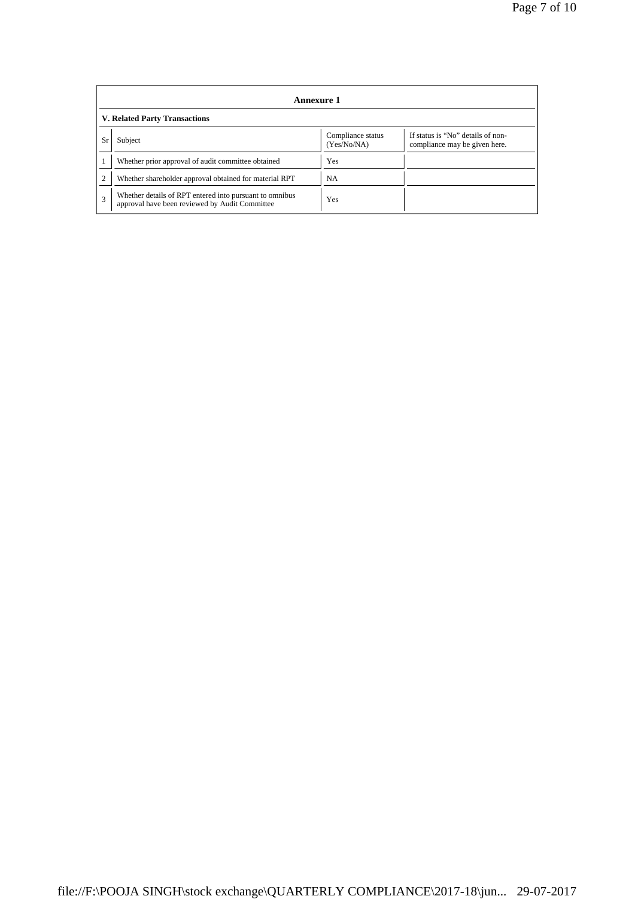## Annexure 1

### V. Related Party Transactions

| Sr | Subject | Compliance status (Yes/No/NA) | If status is "No" details of non-compliance may be given here. |
|---|---|---|---|
| 1 | Whether prior approval of audit committee obtained | Yes | |
| 2 | Whether shareholder approval obtained for material RPT | NA | |
| 3 | Whether details of RPT entered into pursuant to omnibus approval have been reviewed by Audit Committee | Yes | |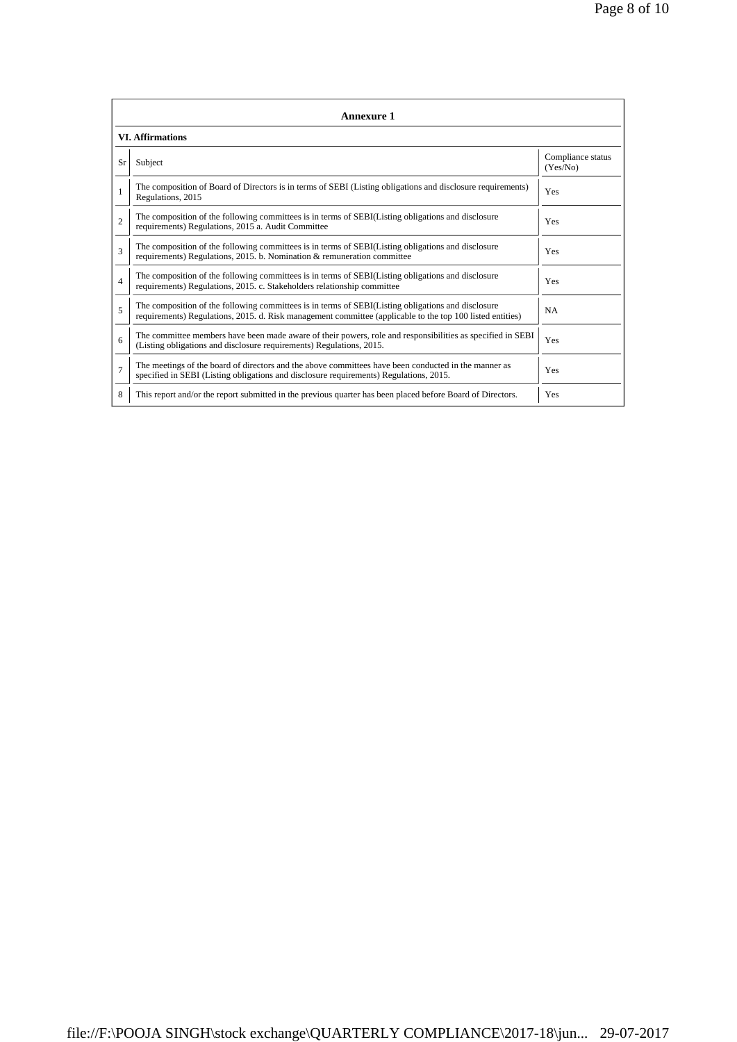## Annexure 1

### VI. Affirmations

| Sr | Subject | Compliance status (Yes/No) |
|---|---|---|
| 1 | The composition of Board of Directors is in terms of SEBI (Listing obligations and disclosure requirements) Regulations, 2015 | Yes |
| 2 | The composition of the following committees is in terms of SEBI(Listing obligations and disclosure requirements) Regulations, 2015 a. Audit Committee | Yes |
| 3 | The composition of the following committees is in terms of SEBI(Listing obligations and disclosure requirements) Regulations, 2015. b. Nomination & remuneration committee | Yes |
| 4 | The composition of the following committees is in terms of SEBI(Listing obligations and disclosure requirements) Regulations, 2015. c. Stakeholders relationship committee | Yes |
| 5 | The composition of the following committees is in terms of SEBI(Listing obligations and disclosure requirements) Regulations, 2015. d. Risk management committee (applicable to the top 100 listed entities) | NA |
| 6 | The committee members have been made aware of their powers, role and responsibilities as specified in SEBI (Listing obligations and disclosure requirements) Regulations, 2015. | Yes |
| 7 | The meetings of the board of directors and the above committees have been conducted in the manner as specified in SEBI (Listing obligations and disclosure requirements) Regulations, 2015. | Yes |
| 8 | This report and/or the report submitted in the previous quarter has been placed before Board of Directors. | Yes |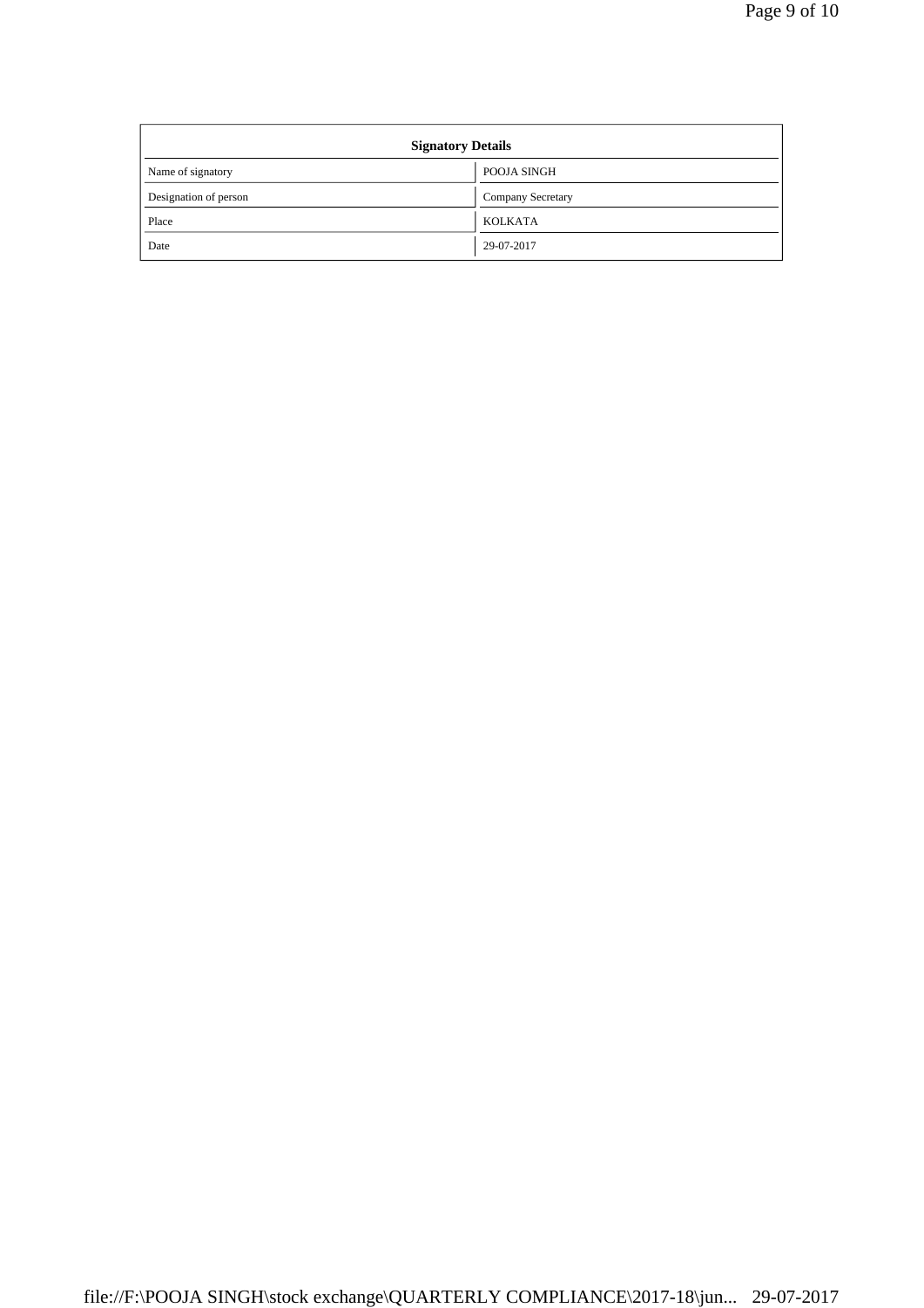| Signatory Details | |
|---|---|
| Name of signatory | POOJA SINGH |
| Designation of person | Company Secretary |
| Place | KOLKATA |
| Date | 29-07-2017 |